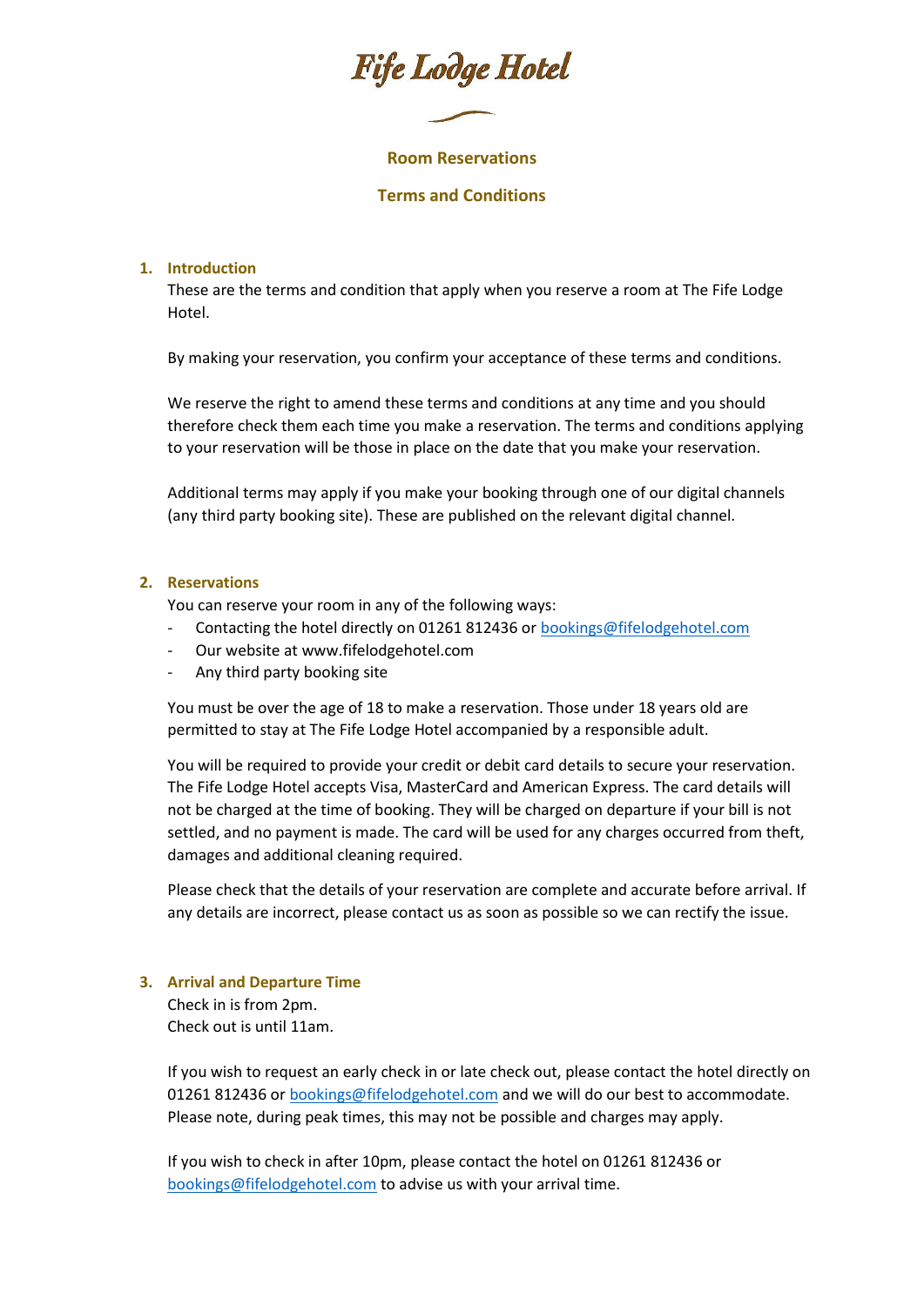# Fife Lodge Hotel

## Room Reservations

## Terms and Conditions

1. **Introduction**

   These are the terms and condition that apply when you reserve a room at The Fife Lodge Hotel.

   By making your reservation, you confirm your acceptance of these terms and conditions.

   We reserve the right to amend these terms and conditions at any time and you should therefore check them each time you make a reservation. The terms and conditions applying to your reservation will be those in place on the date that you make your reservation.

   Additional terms may apply if you make your booking through one of our digital channels (any third party booking site). These are published on the relevant digital channel.

2. **Reservations**

   You can reserve your room in any of the following ways:

   - Contacting the hotel directly on 01261 812436 or bookings@fifelodgehotel.com
   - Our website at www.fifelodgehotel.com
   - Any third party booking site

   You must be over the age of 18 to make a reservation. Those under 18 years old are permitted to stay at The Fife Lodge Hotel accompanied by a responsible adult.

   You will be required to provide your credit or debit card details to secure your reservation. The Fife Lodge Hotel accepts Visa, MasterCard and American Express. The card details will not be charged at the time of booking. They will be charged on departure if your bill is not settled, and no payment is made. The card will be used for any charges occurred from theft, damages and additional cleaning required.

   Please check that the details of your reservation are complete and accurate before arrival. If any details are incorrect, please contact us as soon as possible so we can rectify the issue.

3. **Arrival and Departure Time**

   Check in is from 2pm.
   Check out is until 11am.

   If you wish to request an early check in or late check out, please contact the hotel directly on 01261 812436 or bookings@fifelodgehotel.com and we will do our best to accommodate. Please note, during peak times, this may not be possible and charges may apply.

   If you wish to check in after 10pm, please contact the hotel on 01261 812436 or bookings@fifelodgehotel.com to advise us with your arrival time.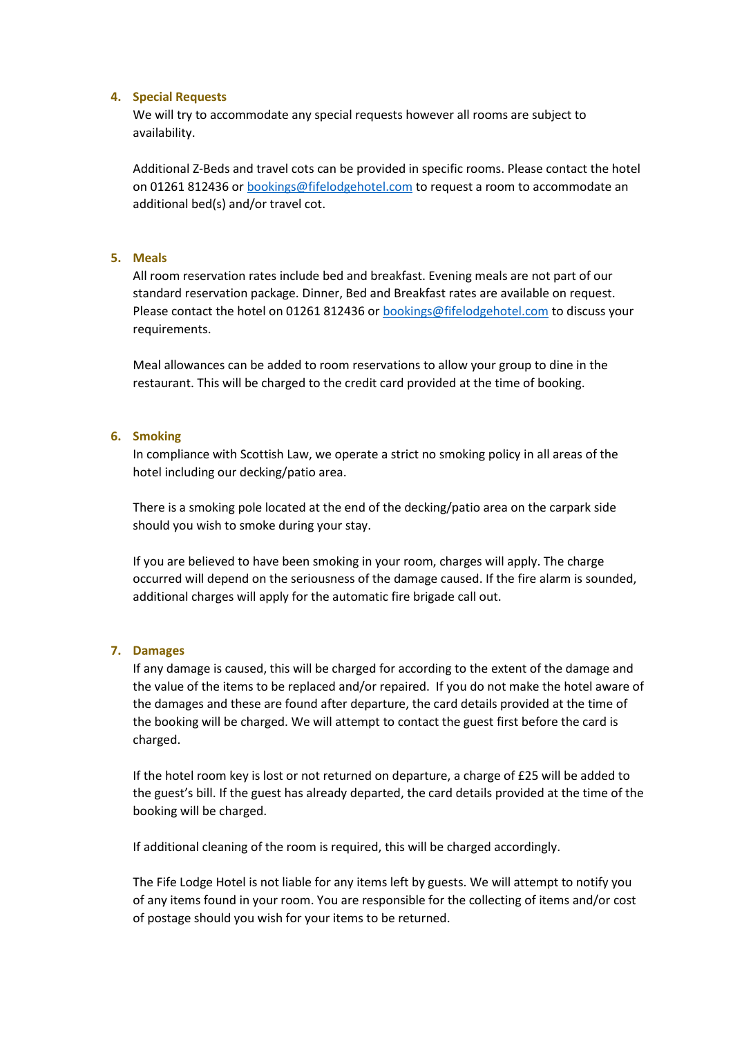4. **Special Requests**

   We will try to accommodate any special requests however all rooms are subject to availability.

   Additional Z-Beds and travel cots can be provided in specific rooms. Please contact the hotel on 01261 812436 or [bookings@fifelodgehotel.com](mailto:bookings@fifelodgehotel.com) to request a room to accommodate an additional bed(s) and/or travel cot.

5. **Meals**

   All room reservation rates include bed and breakfast. Evening meals are not part of our standard reservation package. Dinner, Bed and Breakfast rates are available on request. Please contact the hotel on 01261 812436 or [bookings@fifelodgehotel.com](mailto:bookings@fifelodgehotel.com) to discuss your requirements.

   Meal allowances can be added to room reservations to allow your group to dine in the restaurant. This will be charged to the credit card provided at the time of booking.

6. **Smoking**

   In compliance with Scottish Law, we operate a strict no smoking policy in all areas of the hotel including our decking/patio area.

   There is a smoking pole located at the end of the decking/patio area on the carpark side should you wish to smoke during your stay.

   If you are believed to have been smoking in your room, charges will apply. The charge occurred will depend on the seriousness of the damage caused. If the fire alarm is sounded, additional charges will apply for the automatic fire brigade call out.

7. **Damages**

   If any damage is caused, this will be charged for according to the extent of the damage and the value of the items to be replaced and/or repaired. If you do not make the hotel aware of the damages and these are found after departure, the card details provided at the time of the booking will be charged. We will attempt to contact the guest first before the card is charged.

   If the hotel room key is lost or not returned on departure, a charge of £25 will be added to the guest's bill. If the guest has already departed, the card details provided at the time of the booking will be charged.

   If additional cleaning of the room is required, this will be charged accordingly.

   The Fife Lodge Hotel is not liable for any items left by guests. We will attempt to notify you of any items found in your room. You are responsible for the collecting of items and/or cost of postage should you wish for your items to be returned.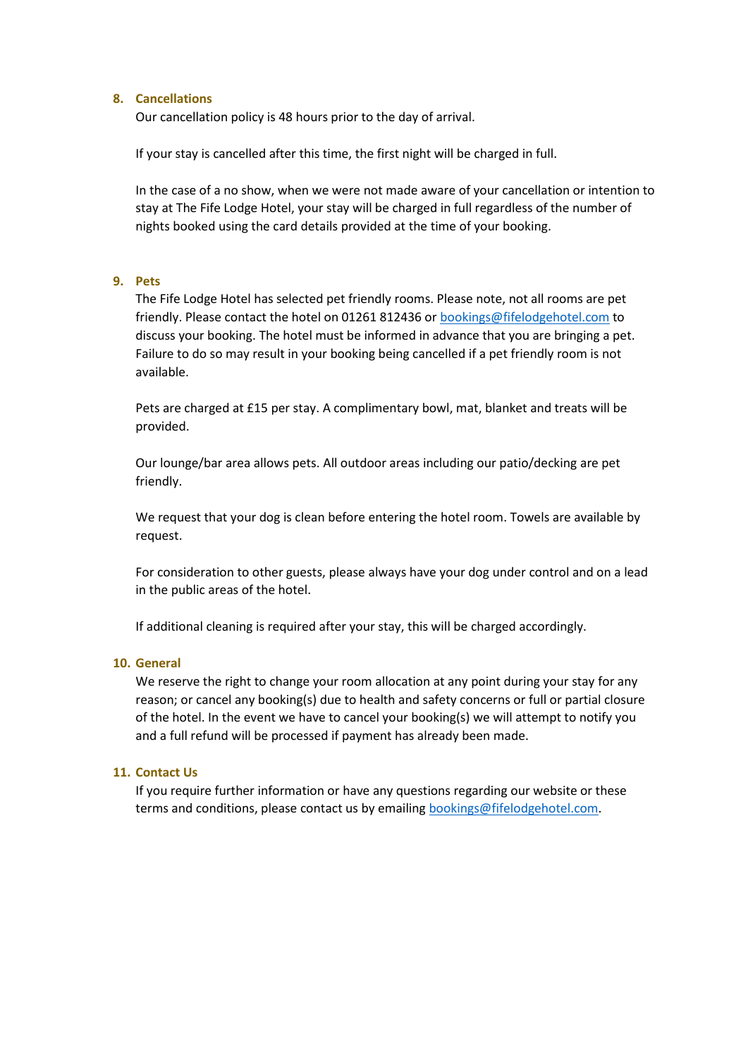## 8. Cancellations

Our cancellation policy is 48 hours prior to the day of arrival.

If your stay is cancelled after this time, the first night will be charged in full.

In the case of a no show, when we were not made aware of your cancellation or intention to stay at The Fife Lodge Hotel, your stay will be charged in full regardless of the number of nights booked using the card details provided at the time of your booking.

## 9. Pets

The Fife Lodge Hotel has selected pet friendly rooms. Please note, not all rooms are pet friendly. Please contact the hotel on 01261 812436 or bookings@fifelodgehotel.com to discuss your booking. The hotel must be informed in advance that you are bringing a pet. Failure to do so may result in your booking being cancelled if a pet friendly room is not available.

Pets are charged at £15 per stay. A complimentary bowl, mat, blanket and treats will be provided.

Our lounge/bar area allows pets. All outdoor areas including our patio/decking are pet friendly.

We request that your dog is clean before entering the hotel room. Towels are available by request.

For consideration to other guests, please always have your dog under control and on a lead in the public areas of the hotel.

If additional cleaning is required after your stay, this will be charged accordingly.

## 10. General

We reserve the right to change your room allocation at any point during your stay for any reason; or cancel any booking(s) due to health and safety concerns or full or partial closure of the hotel. In the event we have to cancel your booking(s) we will attempt to notify you and a full refund will be processed if payment has already been made.

## 11. Contact Us

If you require further information or have any questions regarding our website or these terms and conditions, please contact us by emailing bookings@fifelodgehotel.com.